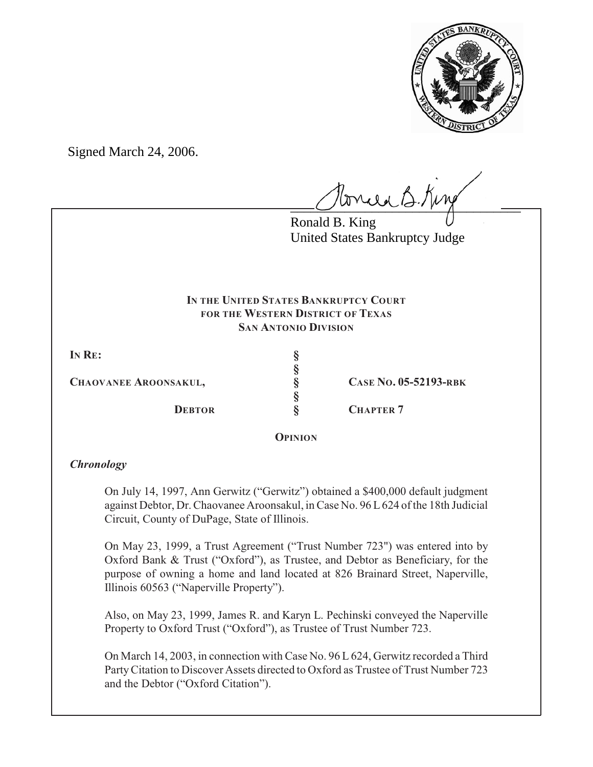Signed March 24, 2006.

Ronald B. King
United States Bankruptcy Judge

**IN THE UNITED STATES BANKRUPTCY COURT**
**FOR THE WESTERN DISTRICT OF TEXAS**
**SAN ANTONIO DIVISION**

| | | |
|---|---|---|
| **IN RE:** | § | |
| | § | |
| **CHAOVANEE AROONSAKUL,** | § | **CASE NO. 05-52193-RBK** |
| | § | |
| **DEBTOR** | § | **CHAPTER 7** |

**OPINION**

***Chronology***

On July 14, 1997, Ann Gerwitz ("Gerwitz") obtained a $400,000 default judgment against Debtor, Dr. Chaovanee Aroonsakul, in Case No. 96 L 624 of the 18th Judicial Circuit, County of DuPage, State of Illinois.

On May 23, 1999, a Trust Agreement ("Trust Number 723") was entered into by Oxford Bank & Trust ("Oxford"), as Trustee, and Debtor as Beneficiary, for the purpose of owning a home and land located at 826 Brainard Street, Naperville, Illinois 60563 ("Naperville Property").

Also, on May 23, 1999, James R. and Karyn L. Pechinski conveyed the Naperville Property to Oxford Trust ("Oxford"), as Trustee of Trust Number 723.

On March 14, 2003, in connection with Case No. 96 L 624, Gerwitz recorded a Third Party Citation to Discover Assets directed to Oxford as Trustee of Trust Number 723 and the Debtor ("Oxford Citation").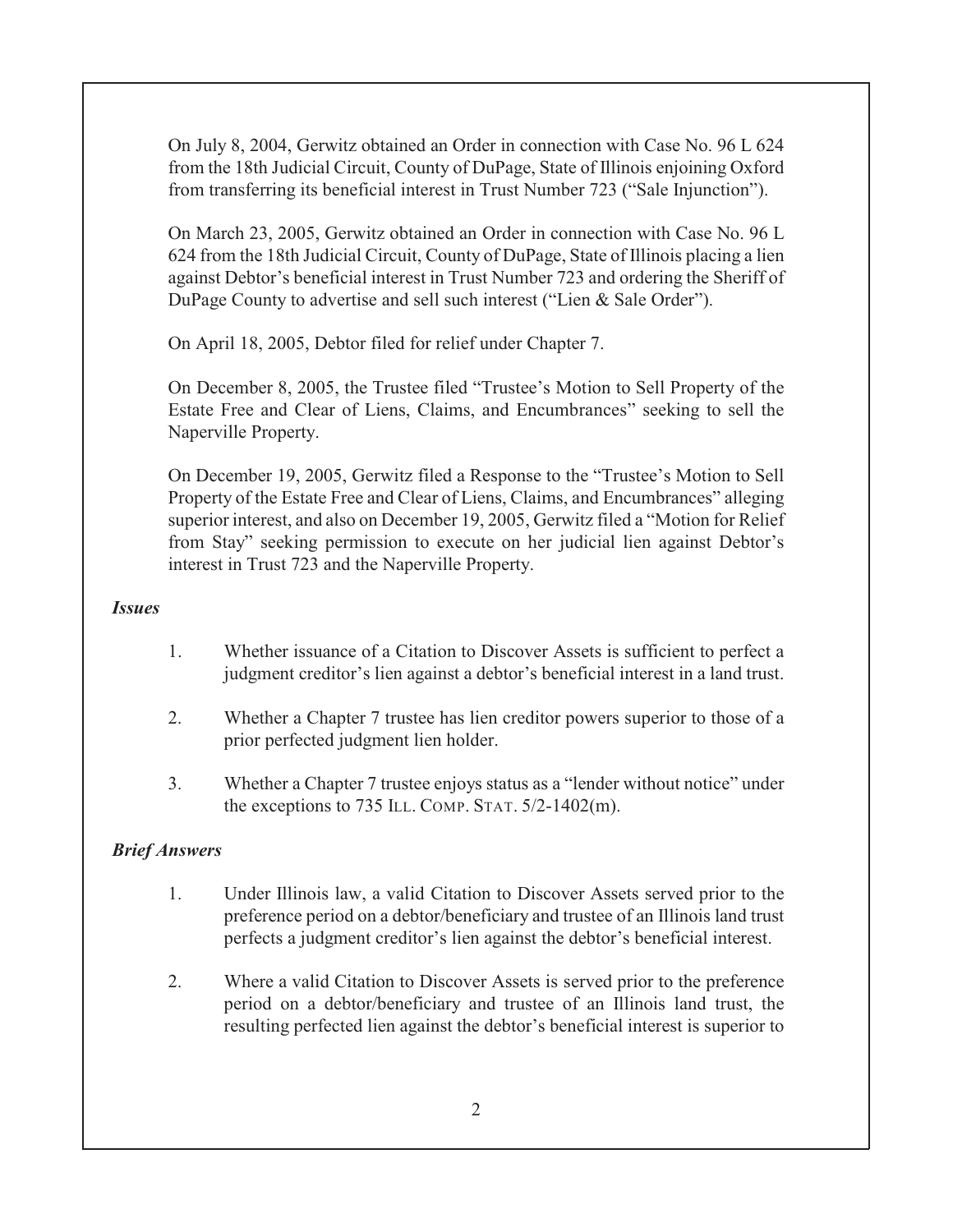On July 8, 2004, Gerwitz obtained an Order in connection with Case No. 96 L 624 from the 18th Judicial Circuit, County of DuPage, State of Illinois enjoining Oxford from transferring its beneficial interest in Trust Number 723 ("Sale Injunction").

On March 23, 2005, Gerwitz obtained an Order in connection with Case No. 96 L 624 from the 18th Judicial Circuit, County of DuPage, State of Illinois placing a lien against Debtor's beneficial interest in Trust Number 723 and ordering the Sheriff of DuPage County to advertise and sell such interest ("Lien & Sale Order").

On April 18, 2005, Debtor filed for relief under Chapter 7.

On December 8, 2005, the Trustee filed "Trustee's Motion to Sell Property of the Estate Free and Clear of Liens, Claims, and Encumbrances" seeking to sell the Naperville Property.

On December 19, 2005, Gerwitz filed a Response to the "Trustee's Motion to Sell Property of the Estate Free and Clear of Liens, Claims, and Encumbrances" alleging superior interest, and also on December 19, 2005, Gerwitz filed a "Motion for Relief from Stay" seeking permission to execute on her judicial lien against Debtor's interest in Trust 723 and the Naperville Property.

***Issues***

1. Whether issuance of a Citation to Discover Assets is sufficient to perfect a judgment creditor's lien against a debtor's beneficial interest in a land trust.

2. Whether a Chapter 7 trustee has lien creditor powers superior to those of a prior perfected judgment lien holder.

3. Whether a Chapter 7 trustee enjoys status as a "lender without notice" under the exceptions to 735 ILL. COMP. STAT. 5/2-1402(m).

***Brief Answers***

1. Under Illinois law, a valid Citation to Discover Assets served prior to the preference period on a debtor/beneficiary and trustee of an Illinois land trust perfects a judgment creditor's lien against the debtor's beneficial interest.

2. Where a valid Citation to Discover Assets is served prior to the preference period on a debtor/beneficiary and trustee of an Illinois land trust, the resulting perfected lien against the debtor's beneficial interest is superior to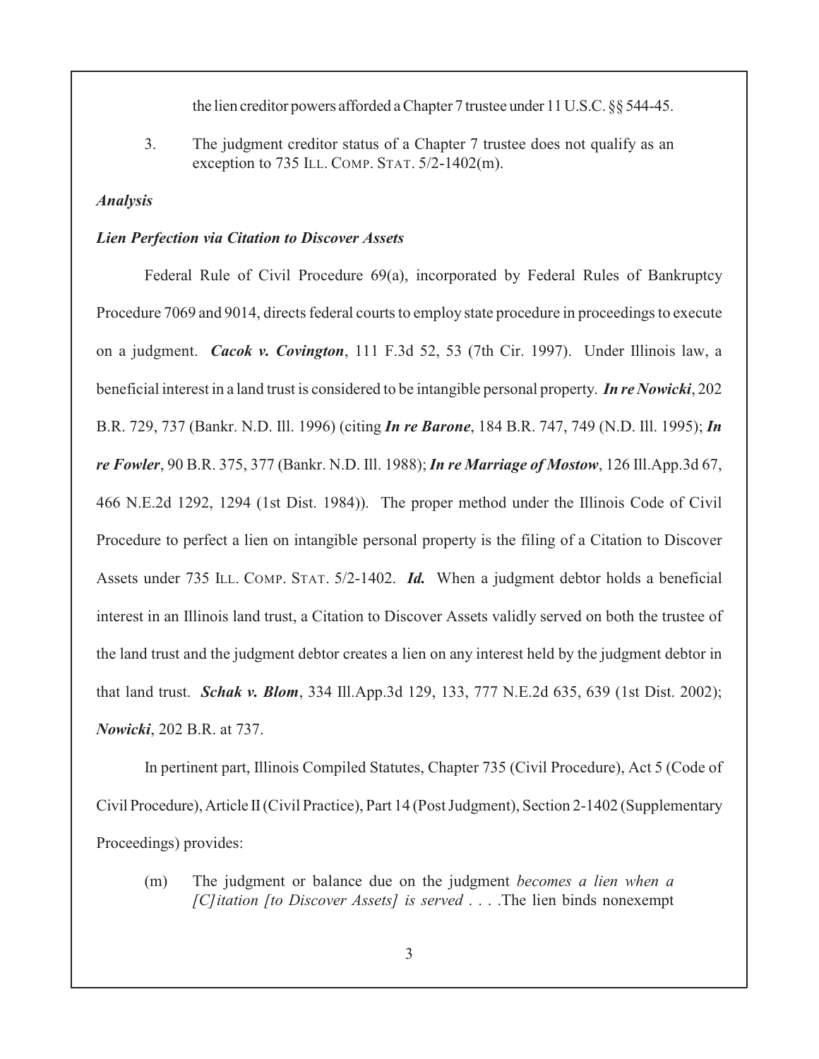the lien creditor powers afforded a Chapter 7 trustee under 11 U.S.C. §§ 544-45.

3. The judgment creditor status of a Chapter 7 trustee does not qualify as an exception to 735 ILL. COMP. STAT. 5/2-1402(m).

***Analysis***

***Lien Perfection via Citation to Discover Assets***

Federal Rule of Civil Procedure 69(a), incorporated by Federal Rules of Bankruptcy Procedure 7069 and 9014, directs federal courts to employ state procedure in proceedings to execute on a judgment. ***Cacok v. Covington***, 111 F.3d 52, 53 (7th Cir. 1997). Under Illinois law, a beneficial interest in a land trust is considered to be intangible personal property. ***In re Nowicki***, 202 B.R. 729, 737 (Bankr. N.D. Ill. 1996) (citing ***In re Barone***, 184 B.R. 747, 749 (N.D. Ill. 1995); ***In re Fowler***, 90 B.R. 375, 377 (Bankr. N.D. Ill. 1988); ***In re Marriage of Mostow***, 126 Ill.App.3d 67, 466 N.E.2d 1292, 1294 (1st Dist. 1984)). The proper method under the Illinois Code of Civil Procedure to perfect a lien on intangible personal property is the filing of a Citation to Discover Assets under 735 ILL. COMP. STAT. 5/2-1402. ***Id.*** When a judgment debtor holds a beneficial interest in an Illinois land trust, a Citation to Discover Assets validly served on both the trustee of the land trust and the judgment debtor creates a lien on any interest held by the judgment debtor in that land trust. ***Schak v. Blom***, 334 Ill.App.3d 129, 133, 777 N.E.2d 635, 639 (1st Dist. 2002); ***Nowicki***, 202 B.R. at 737.

In pertinent part, Illinois Compiled Statutes, Chapter 735 (Civil Procedure), Act 5 (Code of Civil Procedure), Article II (Civil Practice), Part 14 (Post Judgment), Section 2-1402 (Supplementary Proceedings) provides:

> (m) The judgment or balance due on the judgment *becomes a lien when a [C]itation [to Discover Assets] is served* . . . .The lien binds nonexempt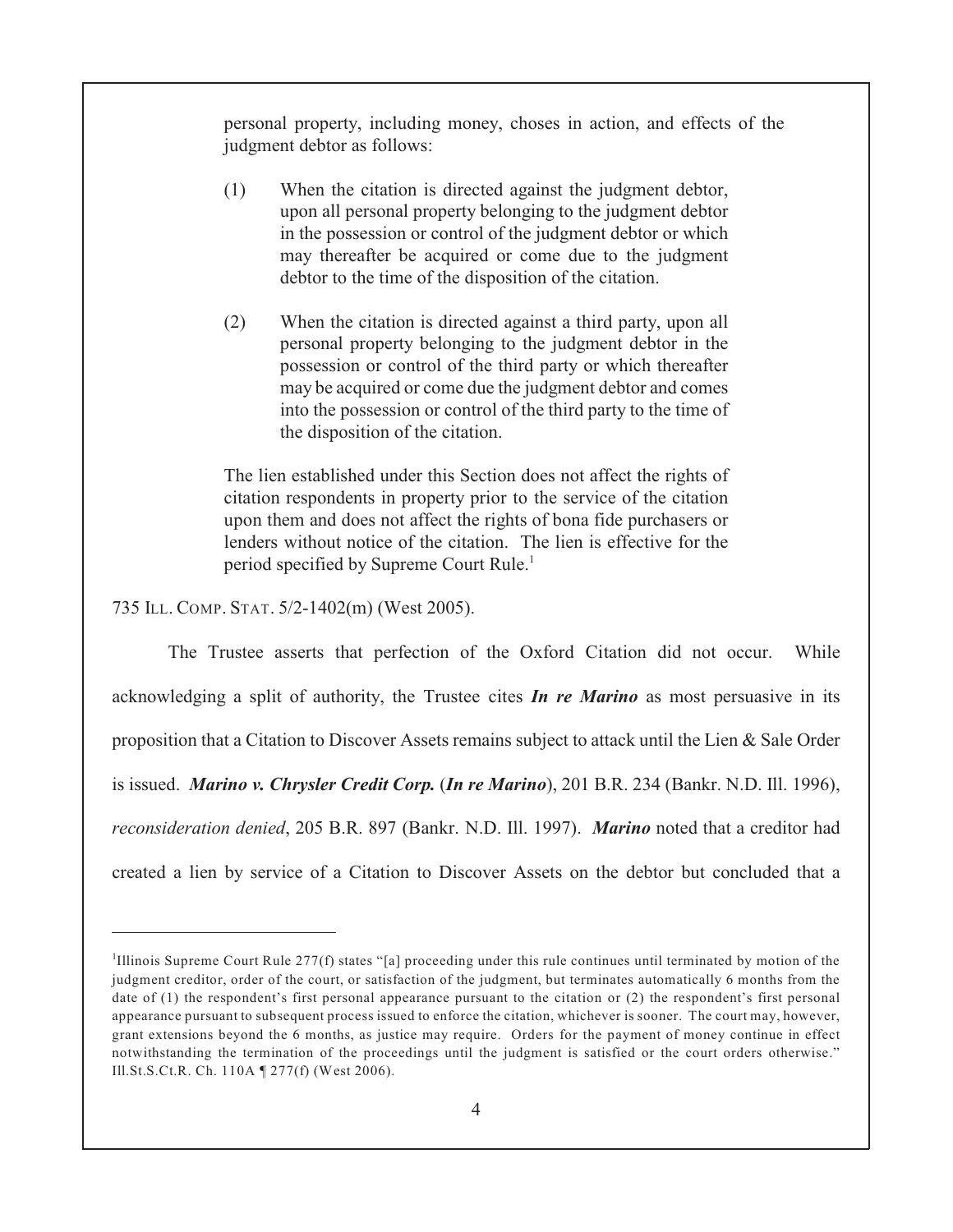personal property, including money, choses in action, and effects of the judgment debtor as follows:

> (1) When the citation is directed against the judgment debtor, upon all personal property belonging to the judgment debtor in the possession or control of the judgment debtor or which may thereafter be acquired or come due to the judgment debtor to the time of the disposition of the citation.
>
> (2) When the citation is directed against a third party, upon all personal property belonging to the judgment debtor in the possession or control of the third party or which thereafter may be acquired or come due the judgment debtor and comes into the possession or control of the third party to the time of the disposition of the citation.
>
> The lien established under this Section does not affect the rights of citation respondents in property prior to the service of the citation upon them and does not affect the rights of bona fide purchasers or lenders without notice of the citation. The lien is effective for the period specified by Supreme Court Rule.[1]

735 ILL. COMP. STAT. 5/2-1402(m) (West 2005).

The Trustee asserts that perfection of the Oxford Citation did not occur. While acknowledging a split of authority, the Trustee cites ***In re Marino*** as most persuasive in its proposition that a Citation to Discover Assets remains subject to attack until the Lien & Sale Order is issued. ***Marino v. Chrysler Credit Corp.*** (***In re Marino***), 201 B.R. 234 (Bankr. N.D. Ill. 1996), *reconsideration denied*, 205 B.R. 897 (Bankr. N.D. Ill. 1997). ***Marino*** noted that a creditor had created a lien by service of a Citation to Discover Assets on the debtor but concluded that a

---

[1] Illinois Supreme Court Rule 277(f) states "[a] proceeding under this rule continues until terminated by motion of the judgment creditor, order of the court, or satisfaction of the judgment, but terminates automatically 6 months from the date of (1) the respondent's first personal appearance pursuant to the citation or (2) the respondent's first personal appearance pursuant to subsequent process issued to enforce the citation, whichever is sooner. The court may, however, grant extensions beyond the 6 months, as justice may require. Orders for the payment of money continue in effect notwithstanding the termination of the proceedings until the judgment is satisfied or the court orders otherwise." Ill.St.S.Ct.R. Ch. 110A ¶ 277(f) (West 2006).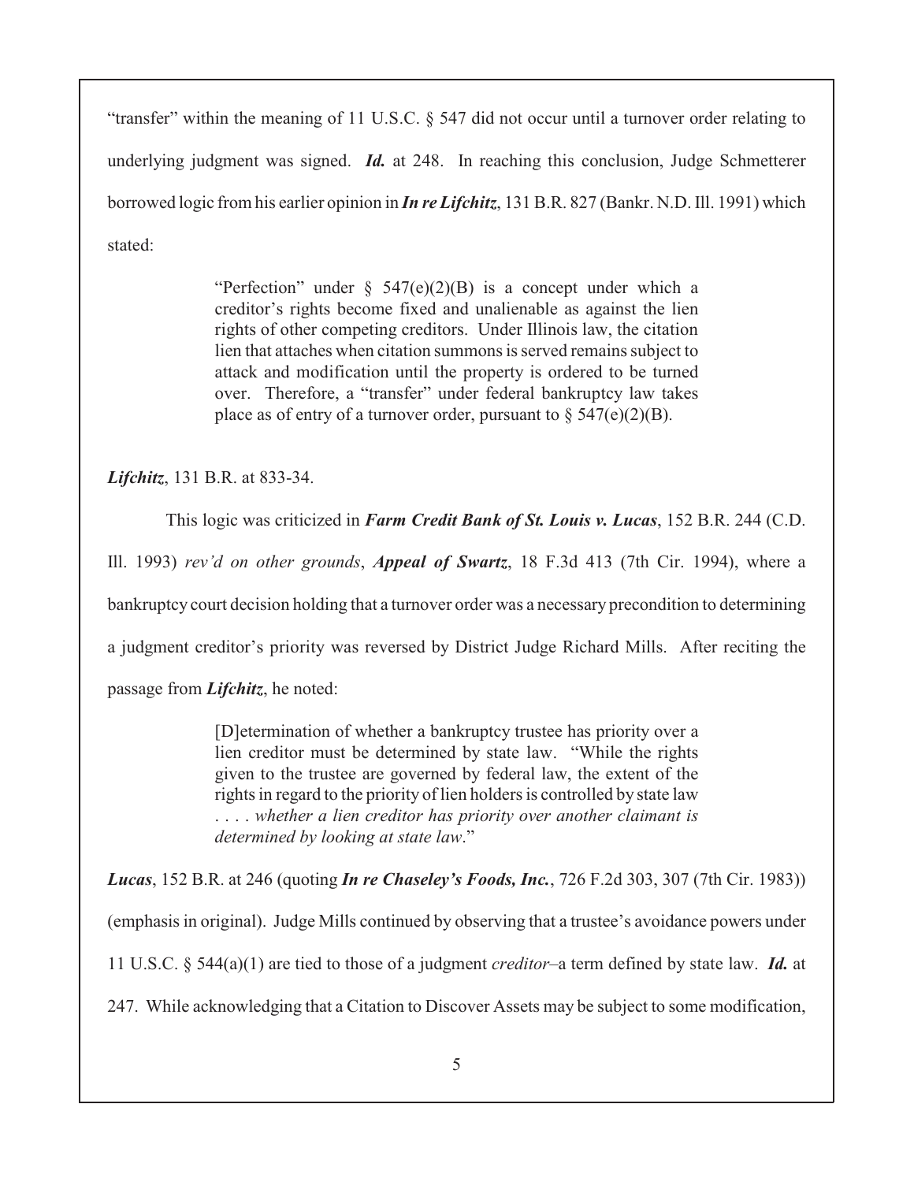"transfer" within the meaning of 11 U.S.C. § 547 did not occur until a turnover order relating to underlying judgment was signed. ***Id.*** at 248. In reaching this conclusion, Judge Schmetterer borrowed logic from his earlier opinion in ***In re Lifchitz***, 131 B.R. 827 (Bankr. N.D. Ill. 1991) which stated:

> "Perfection" under § 547(e)(2)(B) is a concept under which a creditor's rights become fixed and unalienable as against the lien rights of other competing creditors. Under Illinois law, the citation lien that attaches when citation summons is served remains subject to attack and modification until the property is ordered to be turned over. Therefore, a "transfer" under federal bankruptcy law takes place as of entry of a turnover order, pursuant to § 547(e)(2)(B).

***Lifchitz***, 131 B.R. at 833-34.

This logic was criticized in ***Farm Credit Bank of St. Louis v. Lucas***, 152 B.R. 244 (C.D. Ill. 1993) *rev'd on other grounds*, ***Appeal of Swartz***, 18 F.3d 413 (7th Cir. 1994), where a bankruptcy court decision holding that a turnover order was a necessary precondition to determining a judgment creditor's priority was reversed by District Judge Richard Mills. After reciting the passage from ***Lifchitz***, he noted:

> [D]etermination of whether a bankruptcy trustee has priority over a lien creditor must be determined by state law. "While the rights given to the trustee are governed by federal law, the extent of the rights in regard to the priority of lien holders is controlled by state law . . . . *whether a lien creditor has priority over another claimant is determined by looking at state law*."

***Lucas***, 152 B.R. at 246 (quoting ***In re Chaseley's Foods, Inc.***, 726 F.2d 303, 307 (7th Cir. 1983)) (emphasis in original). Judge Mills continued by observing that a trustee's avoidance powers under 11 U.S.C. § 544(a)(1) are tied to those of a judgment *creditor*–a term defined by state law. ***Id.*** at 247. While acknowledging that a Citation to Discover Assets may be subject to some modification,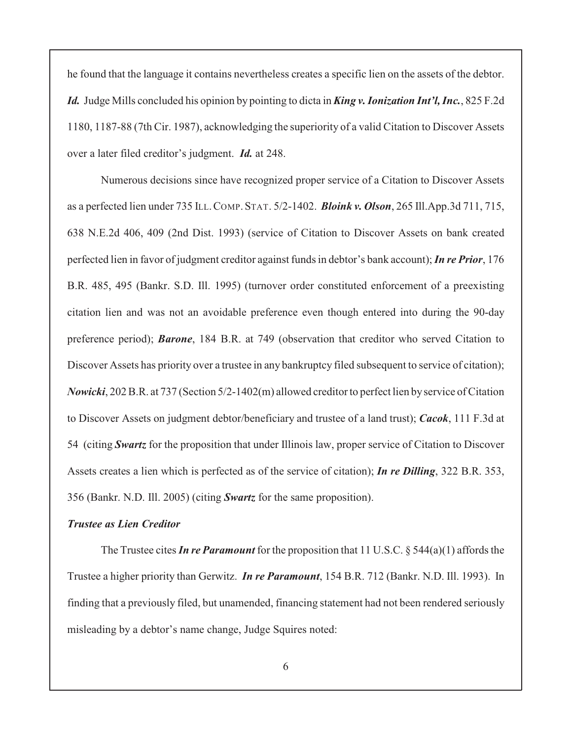he found that the language it contains nevertheless creates a specific lien on the assets of the debtor. ***Id.*** Judge Mills concluded his opinion by pointing to dicta in ***King v. Ionization Int'l, Inc.***, 825 F.2d 1180, 1187-88 (7th Cir. 1987), acknowledging the superiority of a valid Citation to Discover Assets over a later filed creditor's judgment. ***Id.*** at 248.

Numerous decisions since have recognized proper service of a Citation to Discover Assets as a perfected lien under 735 ILL. COMP. STAT. 5/2-1402. ***Bloink v. Olson***, 265 Ill.App.3d 711, 715, 638 N.E.2d 406, 409 (2nd Dist. 1993) (service of Citation to Discover Assets on bank created perfected lien in favor of judgment creditor against funds in debtor's bank account); ***In re Prior***, 176 B.R. 485, 495 (Bankr. S.D. Ill. 1995) (turnover order constituted enforcement of a preexisting citation lien and was not an avoidable preference even though entered into during the 90-day preference period); ***Barone***, 184 B.R. at 749 (observation that creditor who served Citation to Discover Assets has priority over a trustee in any bankruptcy filed subsequent to service of citation); ***Nowicki***, 202 B.R. at 737 (Section 5/2-1402(m) allowed creditor to perfect lien by service of Citation to Discover Assets on judgment debtor/beneficiary and trustee of a land trust); ***Cacok***, 111 F.3d at 54 (citing ***Swartz*** for the proposition that under Illinois law, proper service of Citation to Discover Assets creates a lien which is perfected as of the service of citation); ***In re Dilling***, 322 B.R. 353, 356 (Bankr. N.D. Ill. 2005) (citing ***Swartz*** for the same proposition).

***Trustee as Lien Creditor***

The Trustee cites ***In re Paramount*** for the proposition that 11 U.S.C. § 544(a)(1) affords the Trustee a higher priority than Gerwitz. ***In re Paramount***, 154 B.R. 712 (Bankr. N.D. Ill. 1993). In finding that a previously filed, but unamended, financing statement had not been rendered seriously misleading by a debtor's name change, Judge Squires noted: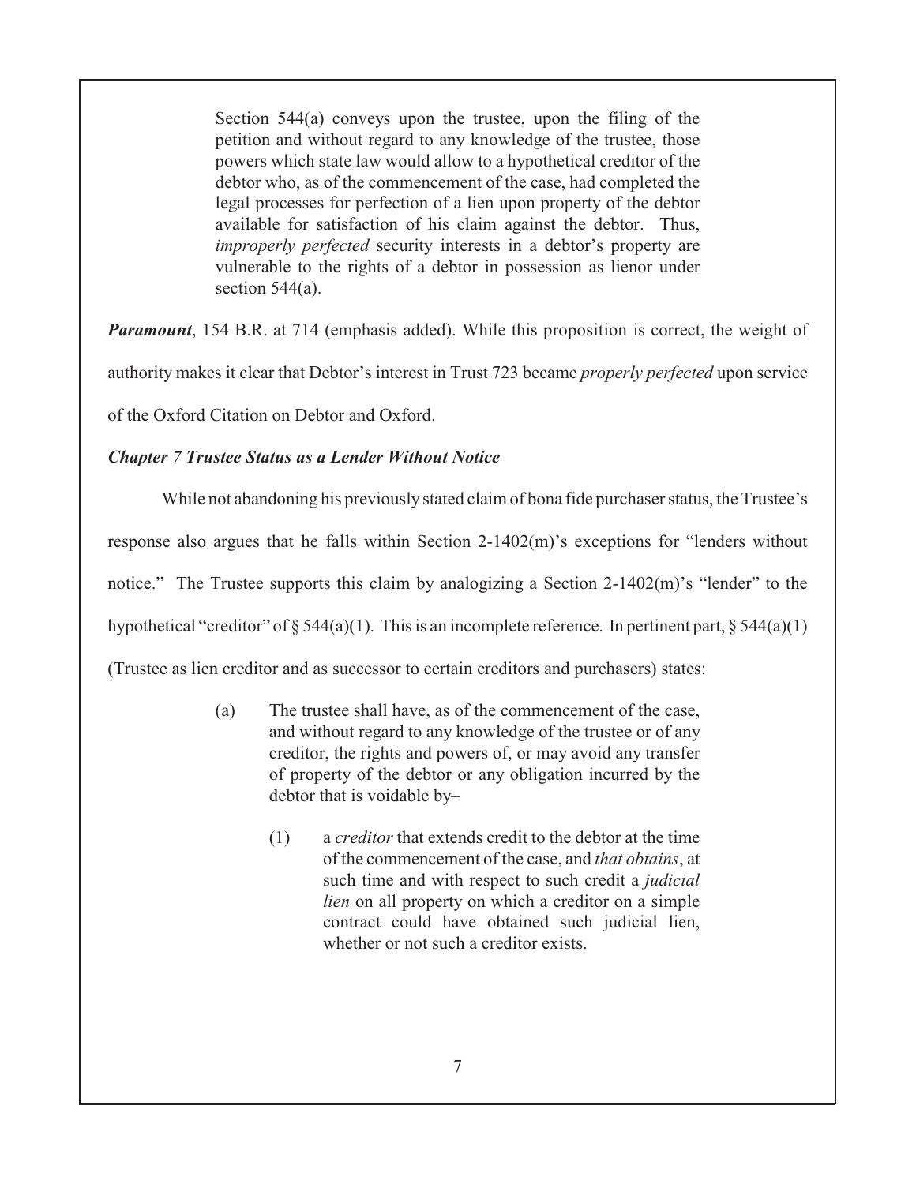> Section 544(a) conveys upon the trustee, upon the filing of the petition and without regard to any knowledge of the trustee, those powers which state law would allow to a hypothetical creditor of the debtor who, as of the commencement of the case, had completed the legal processes for perfection of a lien upon property of the debtor available for satisfaction of his claim against the debtor. Thus, *improperly perfected* security interests in a debtor's property are vulnerable to the rights of a debtor in possession as lienor under section 544(a).

***Paramount***, 154 B.R. at 714 (emphasis added). While this proposition is correct, the weight of authority makes it clear that Debtor's interest in Trust 723 became *properly perfected* upon service of the Oxford Citation on Debtor and Oxford.

***Chapter 7 Trustee Status as a Lender Without Notice***

While not abandoning his previously stated claim of bona fide purchaser status, the Trustee's response also argues that he falls within Section 2-1402(m)'s exceptions for "lenders without notice." The Trustee supports this claim by analogizing a Section 2-1402(m)'s "lender" to the hypothetical "creditor" of § 544(a)(1). This is an incomplete reference. In pertinent part, § 544(a)(1) (Trustee as lien creditor and as successor to certain creditors and purchasers) states:

> (a) The trustee shall have, as of the commencement of the case, and without regard to any knowledge of the trustee or of any creditor, the rights and powers of, or may avoid any transfer of property of the debtor or any obligation incurred by the debtor that is voidable by–
>
> (1) a *creditor* that extends credit to the debtor at the time of the commencement of the case, and *that obtains*, at such time and with respect to such credit a *judicial lien* on all property on which a creditor on a simple contract could have obtained such judicial lien, whether or not such a creditor exists.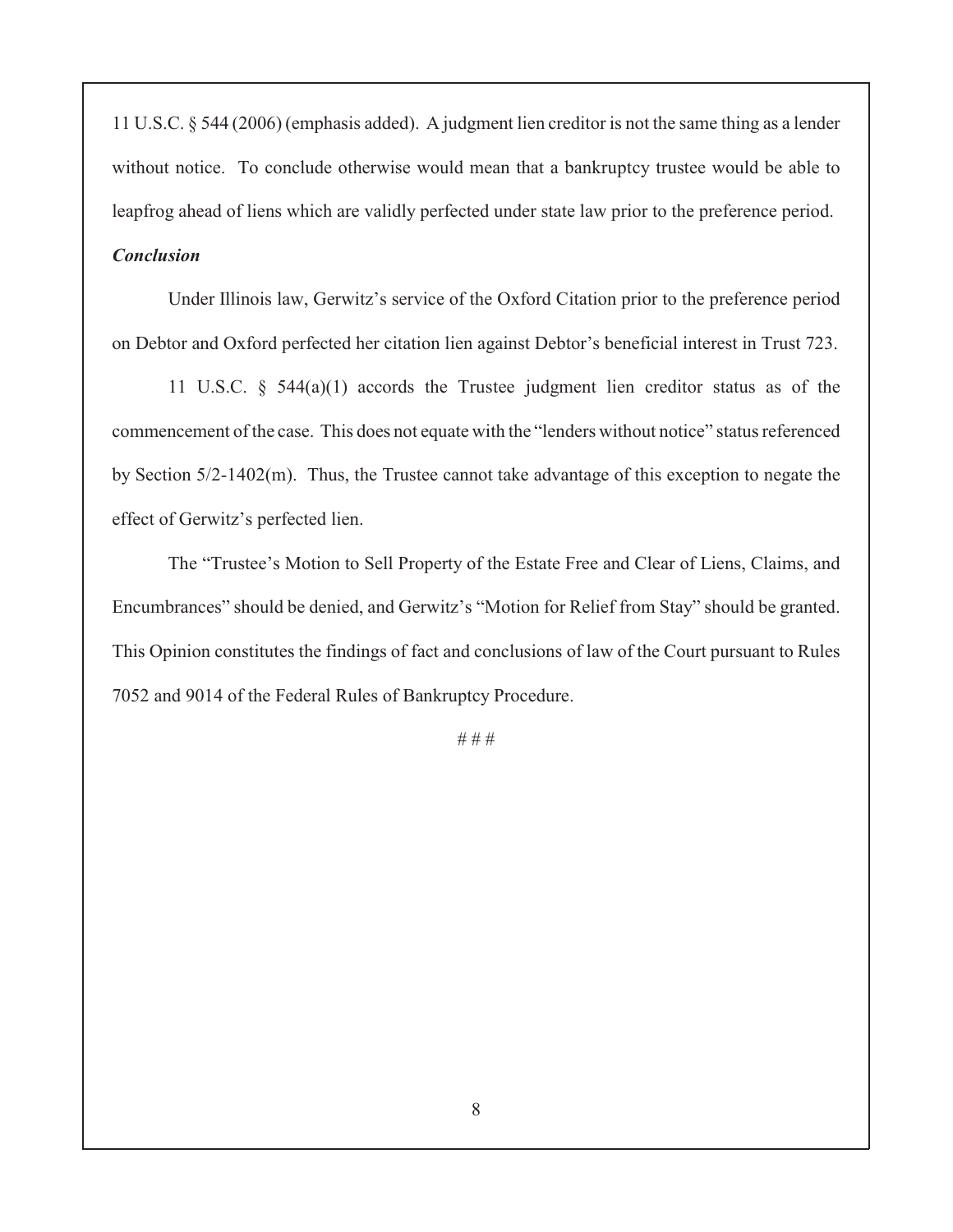11 U.S.C. § 544 (2006) (emphasis added). A judgment lien creditor is not the same thing as a lender without notice. To conclude otherwise would mean that a bankruptcy trustee would be able to leapfrog ahead of liens which are validly perfected under state law prior to the preference period.

***Conclusion***

Under Illinois law, Gerwitz's service of the Oxford Citation prior to the preference period on Debtor and Oxford perfected her citation lien against Debtor's beneficial interest in Trust 723.

11 U.S.C. § 544(a)(1) accords the Trustee judgment lien creditor status as of the commencement of the case. This does not equate with the "lenders without notice" status referenced by Section 5/2-1402(m). Thus, the Trustee cannot take advantage of this exception to negate the effect of Gerwitz's perfected lien.

The "Trustee's Motion to Sell Property of the Estate Free and Clear of Liens, Claims, and Encumbrances" should be denied, and Gerwitz's "Motion for Relief from Stay" should be granted. This Opinion constitutes the findings of fact and conclusions of law of the Court pursuant to Rules 7052 and 9014 of the Federal Rules of Bankruptcy Procedure.

# # #